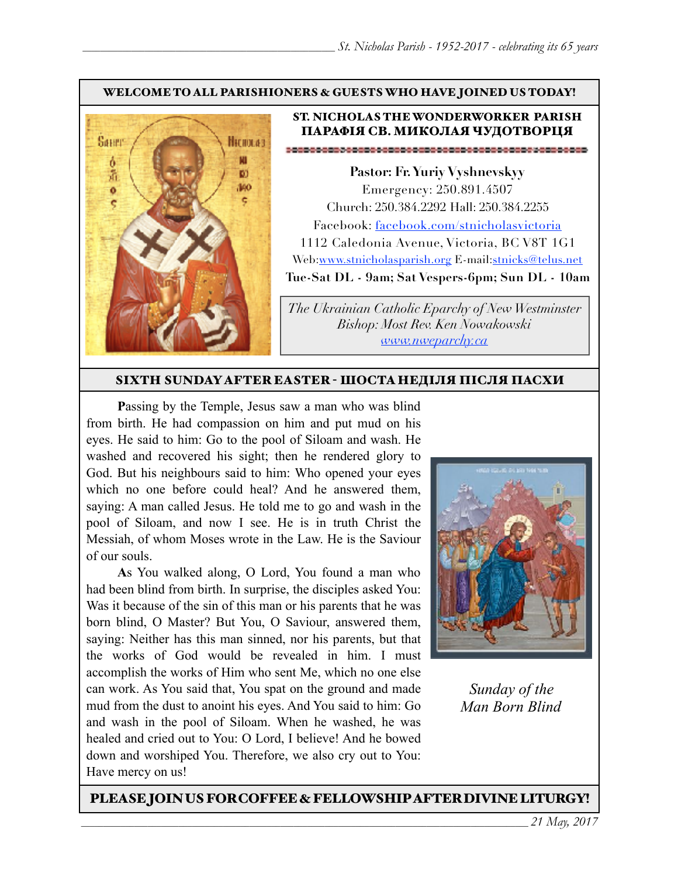**WELCOME TO ALL PARISHIONERS & GUESTS WHO HAVE JOINED US TODAY!**

# ST. NICHOLAS THE WONDERWORKER PARISH
# ПАРАФІЯ СВ. МИКОЛАЯ ЧУДОТВОРЦЯ

**Pastor: Fr. Yuriy Vyshnevskyy**

Emergency: 250.891.4507

Church: 250.384.2292 Hall: 250.384.2255

Facebook: facebook.com/stnicholasvictoria

1112 Caledonia Avenue, Victoria, BC V8T 1G1

Web:www.stnicholasparish.org E-mail:stnicks@telus.net

**Tue-Sat DL - 9am; Sat Vespers-6pm; Sun DL - 10am**

*The Ukrainian Catholic Eparchy of New Westminster*
*Bishop: Most Rev. Ken Nowakowski*
*www.nweparchy.ca*

## SIXTH SUNDAY AFTER EASTER - ШОСТА НЕДІЛЯ ПІСЛЯ ПАСХИ

**P**assing by the Temple, Jesus saw a man who was blind from birth. He had compassion on him and put mud on his eyes. He said to him: Go to the pool of Siloam and wash. He washed and recovered his sight; then he rendered glory to God. But his neighbours said to him: Who opened your eyes which no one before could heal? And he answered them, saying: A man called Jesus. He told me to go and wash in the pool of Siloam, and now I see. He is in truth Christ the Messiah, of whom Moses wrote in the Law. He is the Saviour of our souls.

**A**s You walked along, O Lord, You found a man who had been blind from birth. In surprise, the disciples asked You: Was it because of the sin of this man or his parents that he was born blind, O Master? But You, O Saviour, answered them, saying: Neither has this man sinned, nor his parents, but that the works of God would be revealed in him. I must accomplish the works of Him who sent Me, which no one else can work. As You said that, You spat on the ground and made mud from the dust to anoint his eyes. And You said to him: Go and wash in the pool of Siloam. When he washed, he was healed and cried out to You: O Lord, I believe! And he bowed down and worshiped You. Therefore, we also cry out to You: Have mercy on us!

*Sunday of the Man Born Blind*

**PLEASE JOIN US FOR COFFEE & FELLOWSHIP AFTER DIVINE LITURGY!**

*21 May, 2017*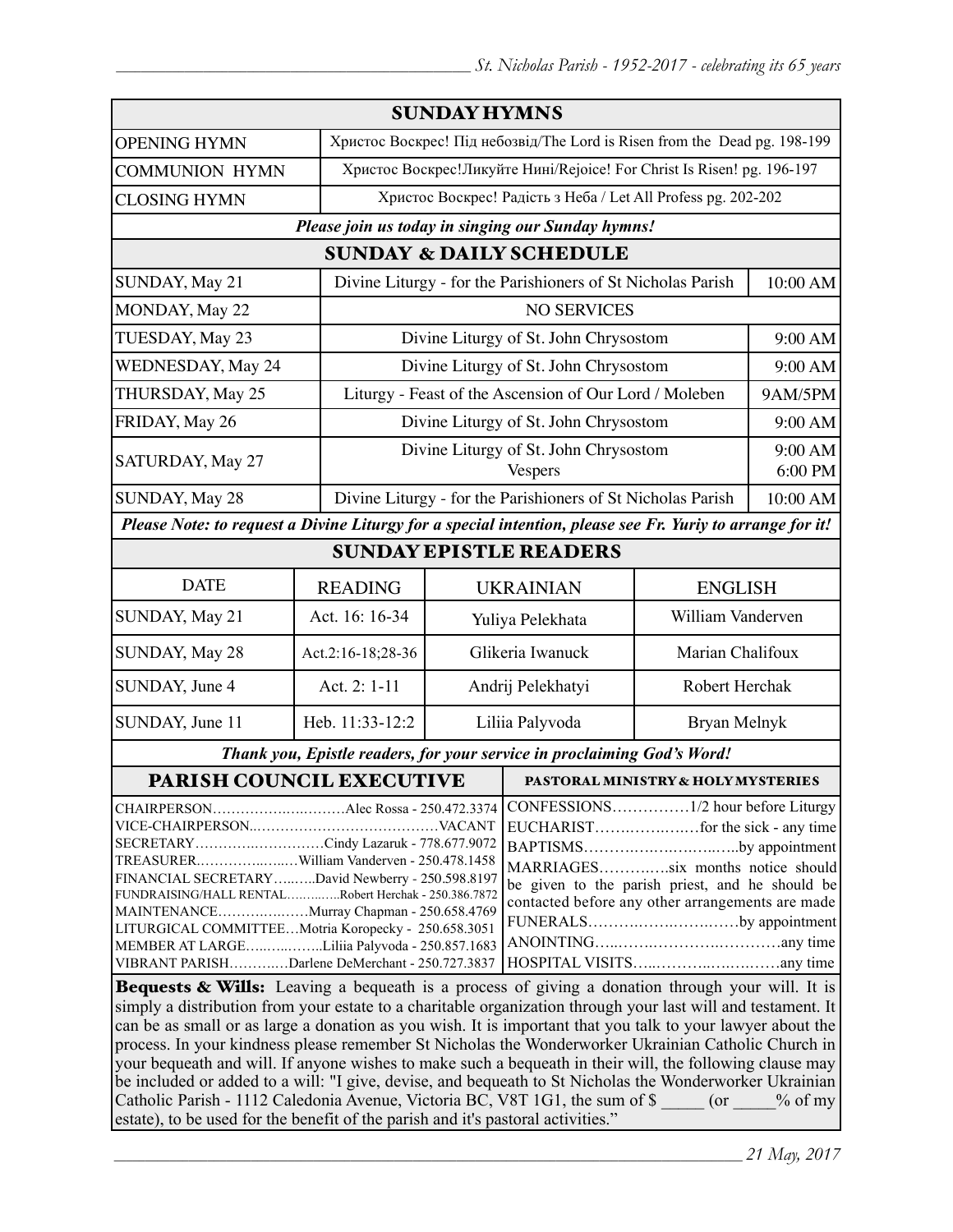## SUNDAY HYMNS

| | |
|---|---|
| OPENING HYMN | Христос Воскрес! Під небозвід/The Lord is Risen from the Dead pg. 198-199 |
| COMMUNION HYMN | Христос Воскрес!Ликуйте Нині/Rejoice! For Christ Is Risen! pg. 196-197 |
| CLOSING HYMN | Христос Воскрес! Радість з Неба / Let All Profess pg. 202-202 |

***Please join us today in singing our Sunday hymns!***

## SUNDAY & DAILY SCHEDULE

| | | |
|---|---|---|
| SUNDAY, May 21 | Divine Liturgy - for the Parishioners of St Nicholas Parish | 10:00 AM |
| MONDAY, May 22 | NO SERVICES | |
| TUESDAY, May 23 | Divine Liturgy of St. John Chrysostom | 9:00 AM |
| WEDNESDAY, May 24 | Divine Liturgy of St. John Chrysostom | 9:00 AM |
| THURSDAY, May 25 | Liturgy - Feast of the Ascension of Our Lord / Moleben | 9AM/5PM |
| FRIDAY, May 26 | Divine Liturgy of St. John Chrysostom | 9:00 AM |
| SATURDAY, May 27 | Divine Liturgy of St. John Chrysostom<br>Vespers | 9:00 AM<br>6:00 PM |
| SUNDAY, May 28 | Divine Liturgy - for the Parishioners of St Nicholas Parish | 10:00 AM |

***Please Note: to request a Divine Liturgy for a special intention, please see Fr. Yuriy to arrange for it!***

## SUNDAY EPISTLE READERS

| DATE | READING | UKRAINIAN | ENGLISH |
|---|---|---|---|
| SUNDAY, May 21 | Act. 16: 16-34 | Yuliya Pelekhata | William Vanderven |
| SUNDAY, May 28 | Act.2:16-18;28-36 | Glikeria Iwanuck | Marian Chalifoux |
| SUNDAY, June 4 | Act. 2: 1-11 | Andrij Pelekhatyi | Robert Herchak |
| SUNDAY, June 11 | Heb. 11:33-12:2 | Liliia Palyvoda | Bryan Melnyk |

***Thank you, Epistle readers, for your service in proclaiming God's Word!***

## PARISH COUNCIL EXECUTIVE

- CHAIRPERSON……………………Alec Rossa - 250.472.3374
- VICE-CHAIRPERSON……………………………VACANT
- SECRETARY………………………Cindy Lazaruk - 778.677.9072
- TREASURER………………William Vanderven - 250.478.1458
- FINANCIAL SECRETARY………David Newberry - 250.598.8197
- FUNDRAISING/HALL RENTAL…………Robert Herchak - 250.386.7872
- MAINTENANCE………………Murray Chapman - 250.658.4769
- LITURGICAL COMMITTEE…Motria Koropecky - 250.658.3051
- MEMBER AT LARGE……………Liliia Palyvoda - 250.857.1683
- VIBRANT PARISH…………Darlene DeMerchant - 250.727.3837

## PASTORAL MINISTRY & HOLY MYSTERIES

- CONFESSIONS……………1/2 hour before Liturgy
- EUCHARIST………………for the sick - any time
- BAPTISMS……………………………by appointment
- MARRIAGES…………six months notice should be given to the parish priest, and he should be contacted before any other arrangements are made
- FUNERALS……………………………by appointment
- ANOINTING……………………………any time
- HOSPITAL VISITS……………………any time

**Bequests & Wills:** Leaving a bequeath is a process of giving a donation through your will. It is simply a distribution from your estate to a charitable organization through your last will and testament. It can be as small or as large a donation as you wish. It is important that you talk to your lawyer about the process. In your kindness please remember St Nicholas the Wonderworker Ukrainian Catholic Church in your bequeath and will. If anyone wishes to make such a bequeath in their will, the following clause may be included or added to a will: "I give, devise, and bequeath to St Nicholas the Wonderworker Ukrainian Catholic Parish - 1112 Caledonia Avenue, Victoria BC, V8T 1G1, the sum of $ _____ (or _____% of my estate), to be used for the benefit of the parish and it's pastoral activities."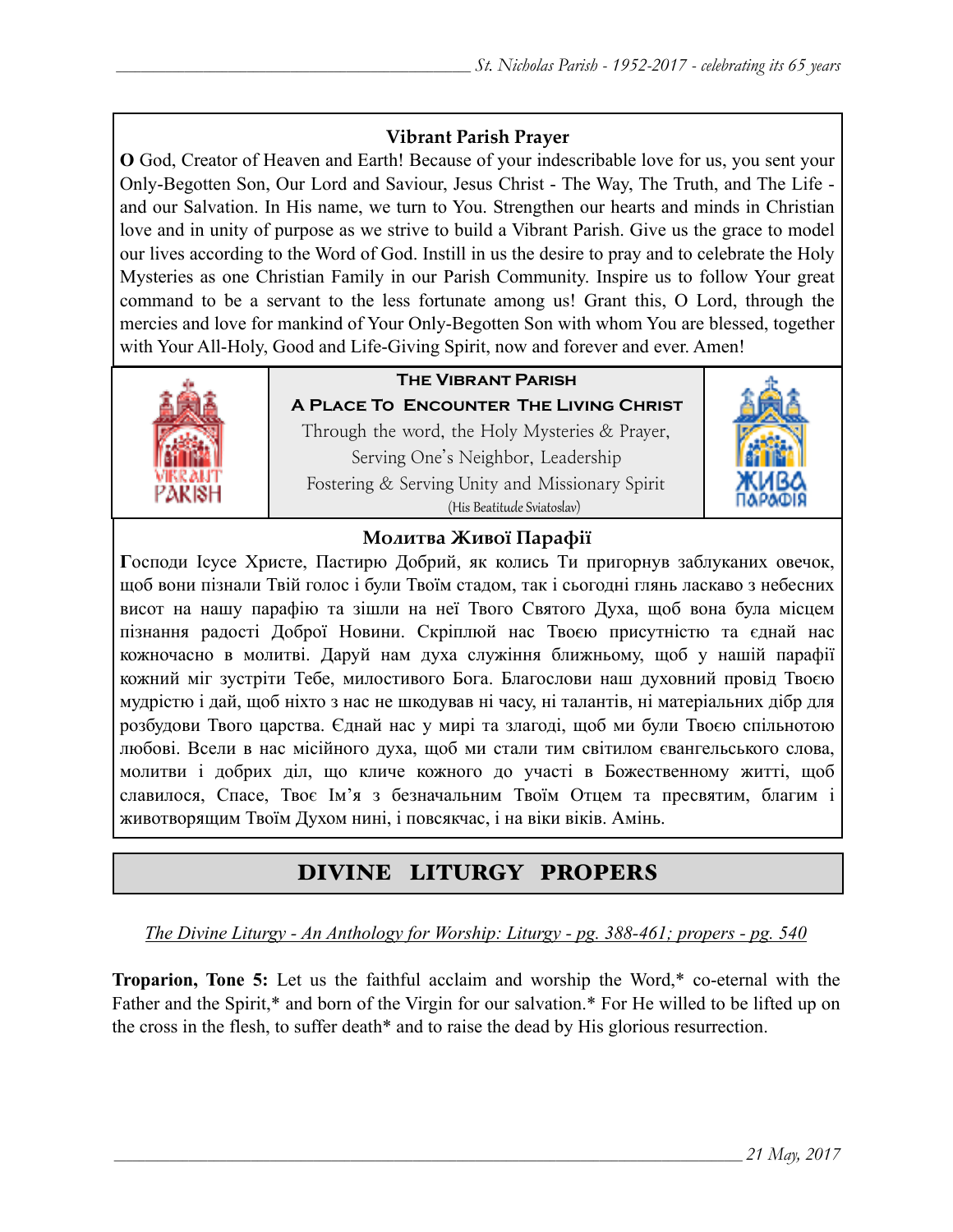### Vibrant Parish Prayer

**O** God, Creator of Heaven and Earth! Because of your indescribable love for us, you sent your Only-Begotten Son, Our Lord and Saviour, Jesus Christ - The Way, The Truth, and The Life - and our Salvation. In His name, we turn to You. Strengthen our hearts and minds in Christian love and in unity of purpose as we strive to build a Vibrant Parish. Give us the grace to model our lives according to the Word of God. Instill in us the desire to pray and to celebrate the Holy Mysteries as one Christian Family in our Parish Community. Inspire us to follow Your great command to be a servant to the less fortunate among us! Grant this, O Lord, through the mercies and love for mankind of Your Only-Begotten Son with whom You are blessed, together with Your All-Holy, Good and Life-Giving Spirit, now and forever and ever. Amen!

**The Vibrant Parish**

**A Place To Encounter The Living Christ**

Through the word, the Holy Mysteries & Prayer,
Serving One's Neighbor, Leadership
Fostering & Serving Unity and Missionary Spirit
(His Beatitude Sviatoslav)

### Молитва Живої Парафії

**Г**осподи Ісусе Христе, Пастирю Добрий, як колись Ти пригорнув заблуканих овечок, щоб вони пізнали Твій голос і були Твоїм стадом, так і сьогодні глянь ласкаво з небесних висот на нашу парафію та зішли на неї Твого Святого Духа, щоб вона була місцем пізнання радості Доброї Новини. Скріплюй нас Твоєю присутністю та єднай нас кожночасно в молитві. Даруй нам духа служіння ближньому, щоб у нашій парафії кожний міг зустріти Тебе, милостивого Бога. Благослови наш духовний провід Твоєю мудрістю і дай, щоб ніхто з нас не шкодував ні часу, ні талантів, ні матеріальних дібр для розбудови Твого царства. Єднай нас у мирі та злагоді, щоб ми були Твоєю спільнотою любові. Всели в нас місійного духа, щоб ми стали тим світилом євангельського слова, молитви і добрих діл, що кличе кожного до участі в Божественному житті, щоб славилося, Спасе, Твоє Ім'я з безначальним Твоїм Отцем та пресвятим, благим і животворящим Твоїм Духом нині, і повсякчас, і на віки віків. Амінь.

## DIVINE LITURGY PROPERS

*The Divine Liturgy - An Anthology for Worship: Liturgy - pg. 388-461; propers - pg. 540*

**Troparion, Tone 5:** Let us the faithful acclaim and worship the Word,* co-eternal with the Father and the Spirit,* and born of the Virgin for our salvation.* For He willed to be lifted up on the cross in the flesh, to suffer death* and to raise the dead by His glorious resurrection.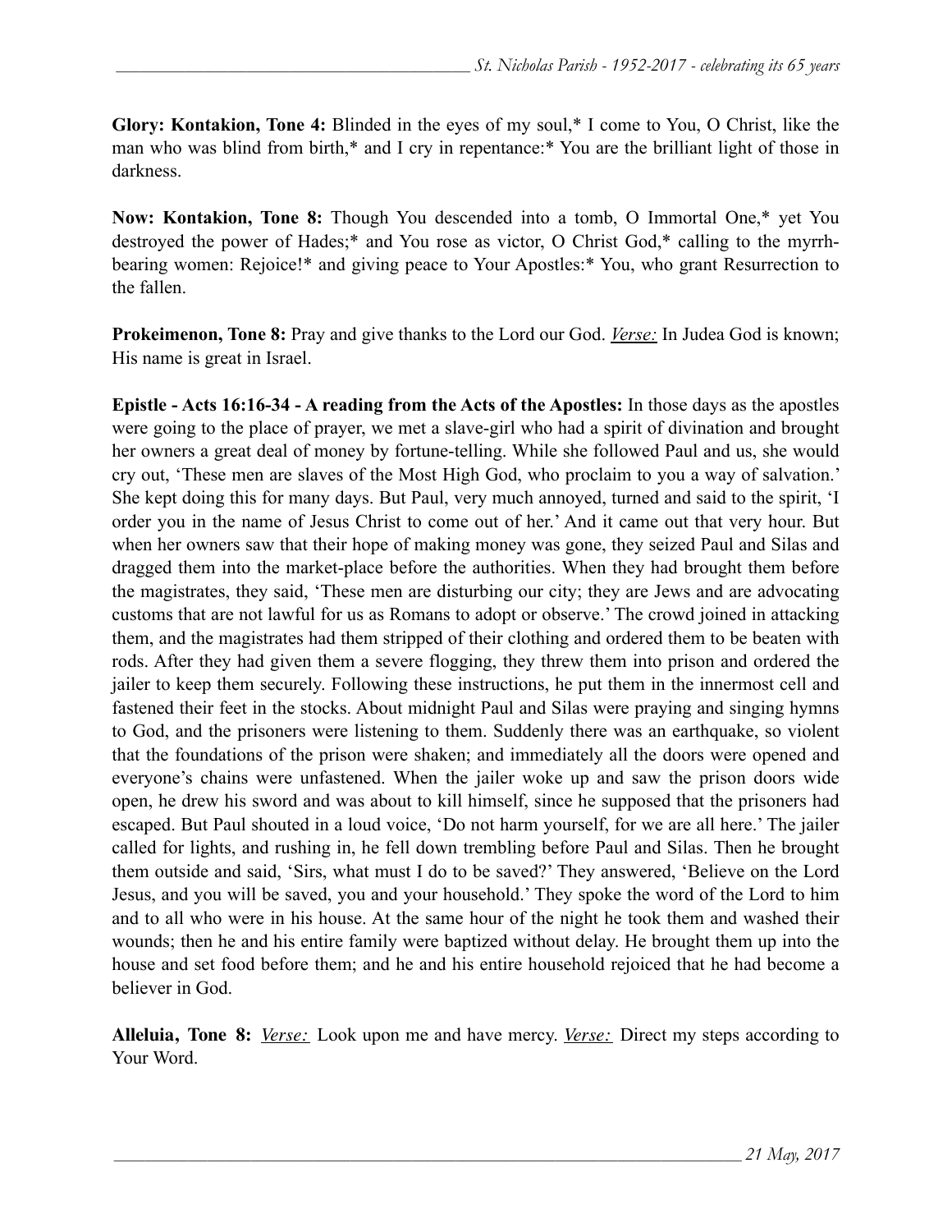**Glory: Kontakion, Tone 4:** Blinded in the eyes of my soul,* I come to You, O Christ, like the man who was blind from birth,* and I cry in repentance:* You are the brilliant light of those in darkness.

**Now: Kontakion, Tone 8:** Though You descended into a tomb, O Immortal One,* yet You destroyed the power of Hades;* and You rose as victor, O Christ God,* calling to the myrrh-bearing women: Rejoice!* and giving peace to Your Apostles:* You, who grant Resurrection to the fallen.

**Prokeimenon, Tone 8:** Pray and give thanks to the Lord our God. *Verse:* In Judea God is known; His name is great in Israel.

**Epistle - Acts 16:16-34 - A reading from the Acts of the Apostles:** In those days as the apostles were going to the place of prayer, we met a slave-girl who had a spirit of divination and brought her owners a great deal of money by fortune-telling. While she followed Paul and us, she would cry out, 'These men are slaves of the Most High God, who proclaim to you a way of salvation.' She kept doing this for many days. But Paul, very much annoyed, turned and said to the spirit, 'I order you in the name of Jesus Christ to come out of her.' And it came out that very hour. But when her owners saw that their hope of making money was gone, they seized Paul and Silas and dragged them into the market-place before the authorities. When they had brought them before the magistrates, they said, 'These men are disturbing our city; they are Jews and are advocating customs that are not lawful for us as Romans to adopt or observe.' The crowd joined in attacking them, and the magistrates had them stripped of their clothing and ordered them to be beaten with rods. After they had given them a severe flogging, they threw them into prison and ordered the jailer to keep them securely. Following these instructions, he put them in the innermost cell and fastened their feet in the stocks. About midnight Paul and Silas were praying and singing hymns to God, and the prisoners were listening to them. Suddenly there was an earthquake, so violent that the foundations of the prison were shaken; and immediately all the doors were opened and everyone's chains were unfastened. When the jailer woke up and saw the prison doors wide open, he drew his sword and was about to kill himself, since he supposed that the prisoners had escaped. But Paul shouted in a loud voice, 'Do not harm yourself, for we are all here.' The jailer called for lights, and rushing in, he fell down trembling before Paul and Silas. Then he brought them outside and said, 'Sirs, what must I do to be saved?' They answered, 'Believe on the Lord Jesus, and you will be saved, you and your household.' They spoke the word of the Lord to him and to all who were in his house. At the same hour of the night he took them and washed their wounds; then he and his entire family were baptized without delay. He brought them up into the house and set food before them; and he and his entire household rejoiced that he had become a believer in God.

**Alleluia, Tone 8:** *Verse:* Look upon me and have mercy. *Verse:* Direct my steps according to Your Word.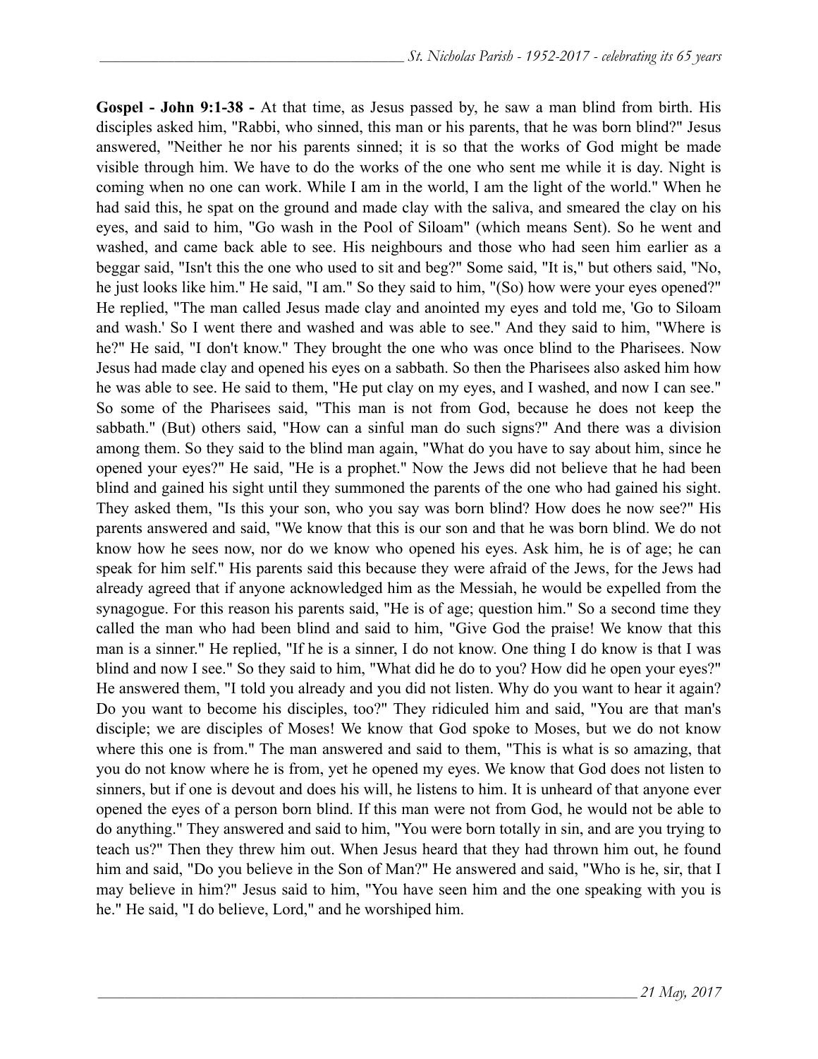**Gospel - John 9:1-38 -** At that time, as Jesus passed by, he saw a man blind from birth. His disciples asked him, "Rabbi, who sinned, this man or his parents, that he was born blind?" Jesus answered, "Neither he nor his parents sinned; it is so that the works of God might be made visible through him. We have to do the works of the one who sent me while it is day. Night is coming when no one can work. While I am in the world, I am the light of the world." When he had said this, he spat on the ground and made clay with the saliva, and smeared the clay on his eyes, and said to him, "Go wash in the Pool of Siloam" (which means Sent). So he went and washed, and came back able to see. His neighbours and those who had seen him earlier as a beggar said, "Isn't this the one who used to sit and beg?" Some said, "It is," but others said, "No, he just looks like him." He said, "I am." So they said to him, "(So) how were your eyes opened?" He replied, "The man called Jesus made clay and anointed my eyes and told me, 'Go to Siloam and wash.' So I went there and washed and was able to see." And they said to him, "Where is he?" He said, "I don't know." They brought the one who was once blind to the Pharisees. Now Jesus had made clay and opened his eyes on a sabbath. So then the Pharisees also asked him how he was able to see. He said to them, "He put clay on my eyes, and I washed, and now I can see." So some of the Pharisees said, "This man is not from God, because he does not keep the sabbath." (But) others said, "How can a sinful man do such signs?" And there was a division among them. So they said to the blind man again, "What do you have to say about him, since he opened your eyes?" He said, "He is a prophet." Now the Jews did not believe that he had been blind and gained his sight until they summoned the parents of the one who had gained his sight. They asked them, "Is this your son, who you say was born blind? How does he now see?" His parents answered and said, "We know that this is our son and that he was born blind. We do not know how he sees now, nor do we know who opened his eyes. Ask him, he is of age; he can speak for him self." His parents said this because they were afraid of the Jews, for the Jews had already agreed that if anyone acknowledged him as the Messiah, he would be expelled from the synagogue. For this reason his parents said, "He is of age; question him." So a second time they called the man who had been blind and said to him, "Give God the praise! We know that this man is a sinner." He replied, "If he is a sinner, I do not know. One thing I do know is that I was blind and now I see." So they said to him, "What did he do to you? How did he open your eyes?" He answered them, "I told you already and you did not listen. Why do you want to hear it again? Do you want to become his disciples, too?" They ridiculed him and said, "You are that man's disciple; we are disciples of Moses! We know that God spoke to Moses, but we do not know where this one is from." The man answered and said to them, "This is what is so amazing, that you do not know where he is from, yet he opened my eyes. We know that God does not listen to sinners, but if one is devout and does his will, he listens to him. It is unheard of that anyone ever opened the eyes of a person born blind. If this man were not from God, he would not be able to do anything." They answered and said to him, "You were born totally in sin, and are you trying to teach us?" Then they threw him out. When Jesus heard that they had thrown him out, he found him and said, "Do you believe in the Son of Man?" He answered and said, "Who is he, sir, that I may believe in him?" Jesus said to him, "You have seen him and the one speaking with you is he." He said, "I do believe, Lord," and he worshiped him.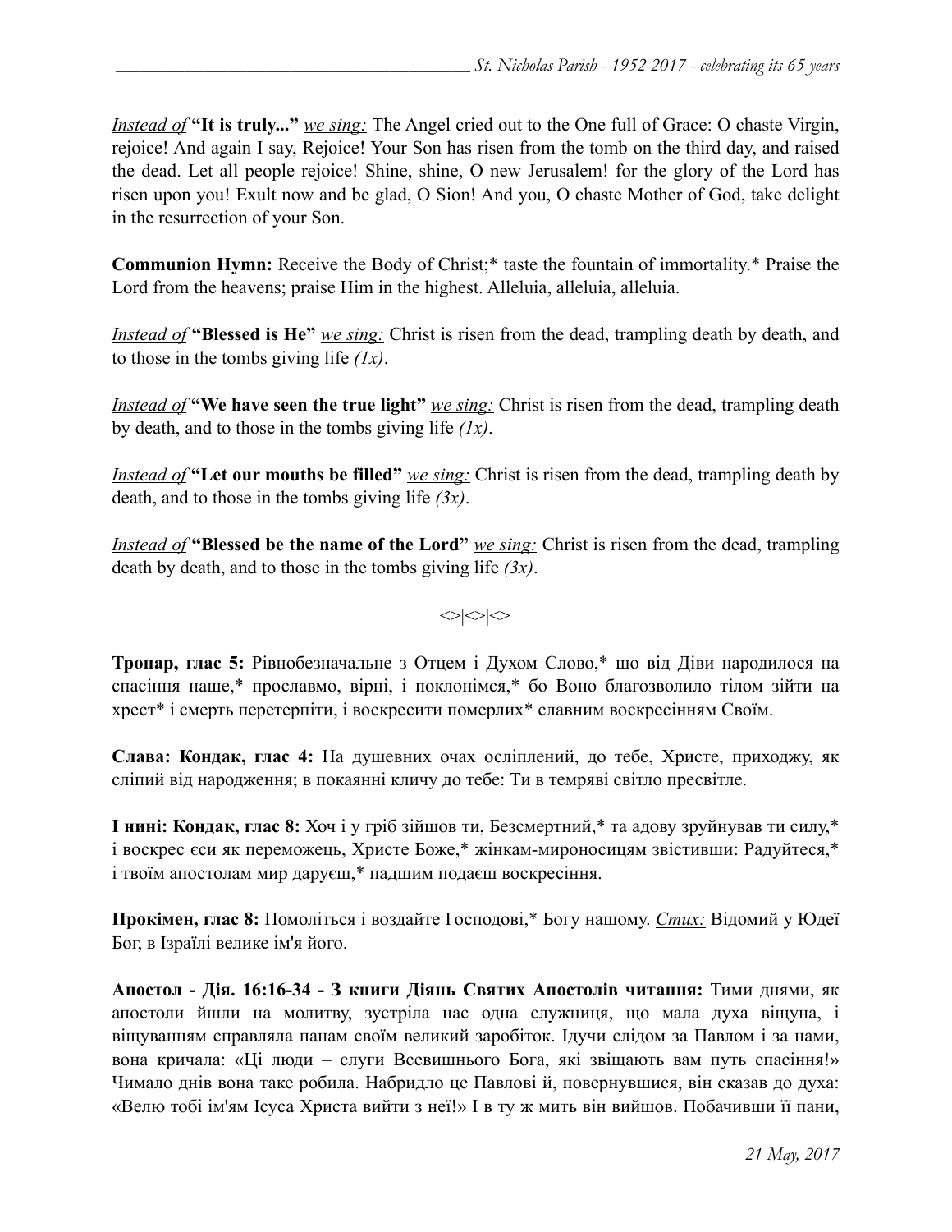*Instead of* **"It is truly..."** *we sing:* The Angel cried out to the One full of Grace: O chaste Virgin, rejoice! And again I say, Rejoice! Your Son has risen from the tomb on the third day, and raised the dead. Let all people rejoice! Shine, shine, O new Jerusalem! for the glory of the Lord has risen upon you! Exult now and be glad, O Sion! And you, O chaste Mother of God, take delight in the resurrection of your Son.

**Communion Hymn:** Receive the Body of Christ;* taste the fountain of immortality.* Praise the Lord from the heavens; praise Him in the highest. Alleluia, alleluia, alleluia.

*Instead of* **"Blessed is He"** *we sing:* Christ is risen from the dead, trampling death by death, and to those in the tombs giving life *(1x)*.

*Instead of* **"We have seen the true light"** *we sing:* Christ is risen from the dead, trampling death by death, and to those in the tombs giving life *(1x)*.

*Instead of* **"Let our mouths be filled"** *we sing:* Christ is risen from the dead, trampling death by death, and to those in the tombs giving life *(3x)*.

*Instead of* **"Blessed be the name of the Lord"** *we sing:* Christ is risen from the dead, trampling death by death, and to those in the tombs giving life *(3x)*.

<>|<>|<>

**Тропар, глас 5:** Рівнобезначальне з Отцем і Духом Слово,* що від Діви народилося на спасіння наше,* прославмо, вірні, і поклонімся,* бо Воно благозволило тілом зійти на хрест* і смерть перетерпіти, і воскресити померлих* славним воскресінням Своїм.

**Слава: Кондак, глас 4:** На душевних очах осліплений, до тебе, Христе, приходжу, як сліпий від народження; в покаянні кличу до тебе: Ти в темряві світло пресвітле.

**І нині: Кондак, глас 8:** Хоч і у гріб зійшов ти, Безсмертний,* та адову зруйнував ти силу,* і воскрес єси як переможець, Христе Боже,* жінкам-мироносицям звістивши: Радуйтеся,* і твоїм апостолам мир даруєш,* падшим подаєш воскресіння.

**Прокімен, глас 8:** Помоліться і воздайте Господові,* Богу нашому. *Стих:* Відомий у Юдеї Бог, в Ізраїлі велике ім'я його.

**Апостол - Дія. 16:16-34 - З книги Діянь Святих Апостолів читання:** Тими днями, як апостоли йшли на молитву, зустріла нас одна служниця, що мала духа віщуна, і віщуванням справляла панам своїм великий заробіток. Ідучи слідом за Павлом і за нами, вона кричала: «Ці люди – слуги Всевишнього Бога, які звіщають вам путь спасіння!» Чимало днів вона таке робила. Набридло це Павлові й, повернувшися, він сказав до духа: «Велю тобі ім'ям Ісуса Христа вийти з неї!» І в ту ж мить він вийшов. Побачивши її пани,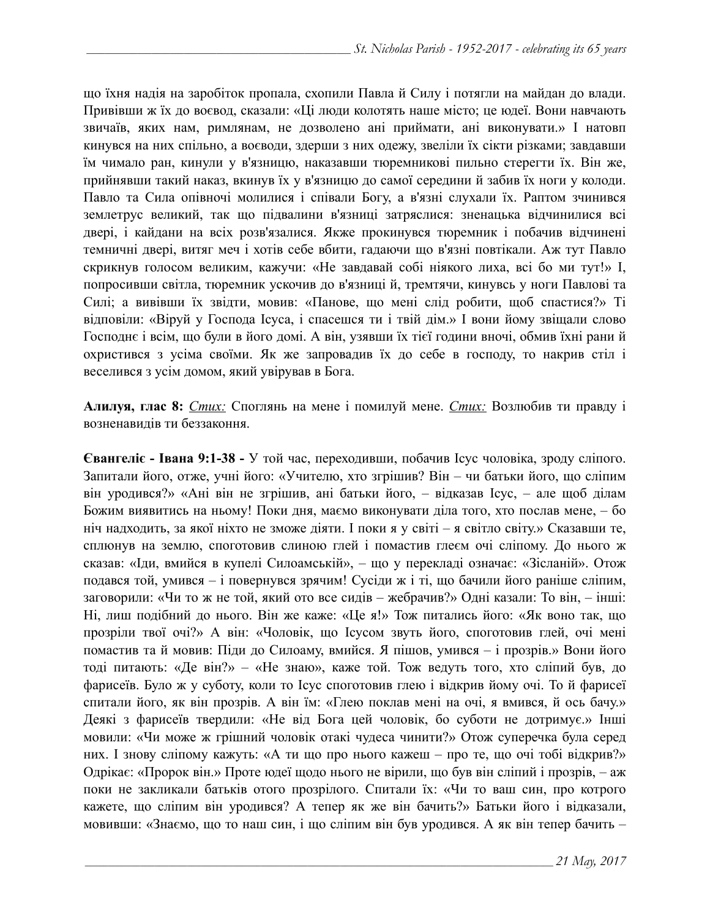що їхня надія на заробіток пропала, схопили Павла й Силу і потягли на майдан до влади. Привівши ж їх до воєвод, сказали: «Ці люди колотять наше місто; це юдеї. Вони навчають звичаїв, яких нам, римлянам, не дозволено ані приймати, ані виконувати.» І натовп кинувся на них спільно, а воєводи, здерши з них одежу, звеліли їх сікти різками; завдавши їм чимало ран, кинули у в'язницю, наказавши тюремникові пильно стерегти їх. Він же, прийнявши такий наказ, вкинув їх у в'язницю до самої середини й забив їх ноги у колоди. Павло та Сила опівночі молилися і співали Богу, а в'язні слухали їх. Раптом зчинився землетрус великий, так що підвалини в'язниці затряслися: зненацька відчинилися всі двері, і кайдани на всіх розв'язалися. Якже прокинувся тюремник і побачив відчинені темничні двері, витяг меч і хотів себе вбити, гадаючи що в'язні повтікали. Аж тут Павло скрикнув голосом великим, кажучи: «Не завдавай собі ніякого лиха, всі бо ми тут!» І, попросивши світла, тюремник ускочив до в'язниці й, тремтячи, кинувсь у ноги Павлові та Силі; а вивівши їх звідти, мовив: «Панове, що мені слід робити, щоб спастися?» Ті відповіли: «Віруй у Господа Ісуса, і спасешся ти і твій дім.» І вони йому звіщали слово Господнє і всім, що були в його домі. А він, узявши їх тієї години вночі, обмив їхні рани й охристився з усіма своїми. Як же запровадив їх до себе в господу, то накрив стіл і веселився з усім домом, який увірував в Бога.

**Алилуя, глас 8:** *Стих:* Споглянь на мене і помилуй мене. *Стих:* Возлюбив ти правду і возненавидів ти беззаконня.

**Євангеліє - Івана 9:1-38 -** У той час, переходивши, побачив Ісус чоловіка, зроду сліпого. Запитали його, отже, учні його: «Учителю, хто згрішив? Він – чи батьки його, що сліпим він уродився?» «Ані він не згрішив, ані батьки його, – відказав Ісус, – але щоб ділам Божим виявитись на ньому! Поки дня, маємо виконувати діла того, хто послав мене, – бо ніч надходить, за якої ніхто не зможе діяти. І поки я у світі – я світло світу.» Сказавши те, сплюнув на землю, споготовив слиною глей і помастив глеєм очі сліпому. До нього ж сказав: «Іди, вмийся в купелі Силоамській», – що у перекладі означає: «Зісланий». Отож подався той, умився – і повернувся зрячим! Сусіди ж і ті, що бачили його раніше сліпим, заговорили: «Чи то ж не той, який ото все сидів – жебрачив?» Одні казали: То він, – інші: Ні, лиш подібний до нього. Він же каже: «Це я!» Тож питались його: «Як воно так, що прозріли твої очі?» А він: «Чоловік, що Ісусом звуть його, споготовив глей, очі мені помастив та й мовив: Піди до Силоаму, вмийся. Я пішов, умився – і прозрів.» Вони його тоді питають: «Де він?» – «Не знаю», каже той. Тож ведуть того, хто сліпий був, до фарисеїв. Було ж у суботу, коли то Ісус споготовив глею і відкрив йому очі. То й фарисеї спитали його, як він прозрів. А він їм: «Глею поклав мені на очі, я вмився, й ось бачу.» Деякі з фарисеїв твердили: «Не від Бога цей чоловік, бо суботи не дотримує.» Інші мовили: «Чи може ж грішний чоловік отакі чудеса чинити?» Отож суперечка була серед них. І знову сліпому кажуть: «А ти що про нього кажеш – про те, що очі тобі відкрив?» Одрікає: «Пророк він.» Проте юдеї щодо нього не вірили, що був він сліпий і прозрів, – аж поки не закликали батьків отого прозрілого. Спитали їх: «Чи то ваш син, про котрого кажете, що сліпим він уродився? А тепер як же він бачить?» Батьки його і відказали, мовивши: «Знаємо, що то наш син, і що сліпим він був уродився. А як він тепер бачить –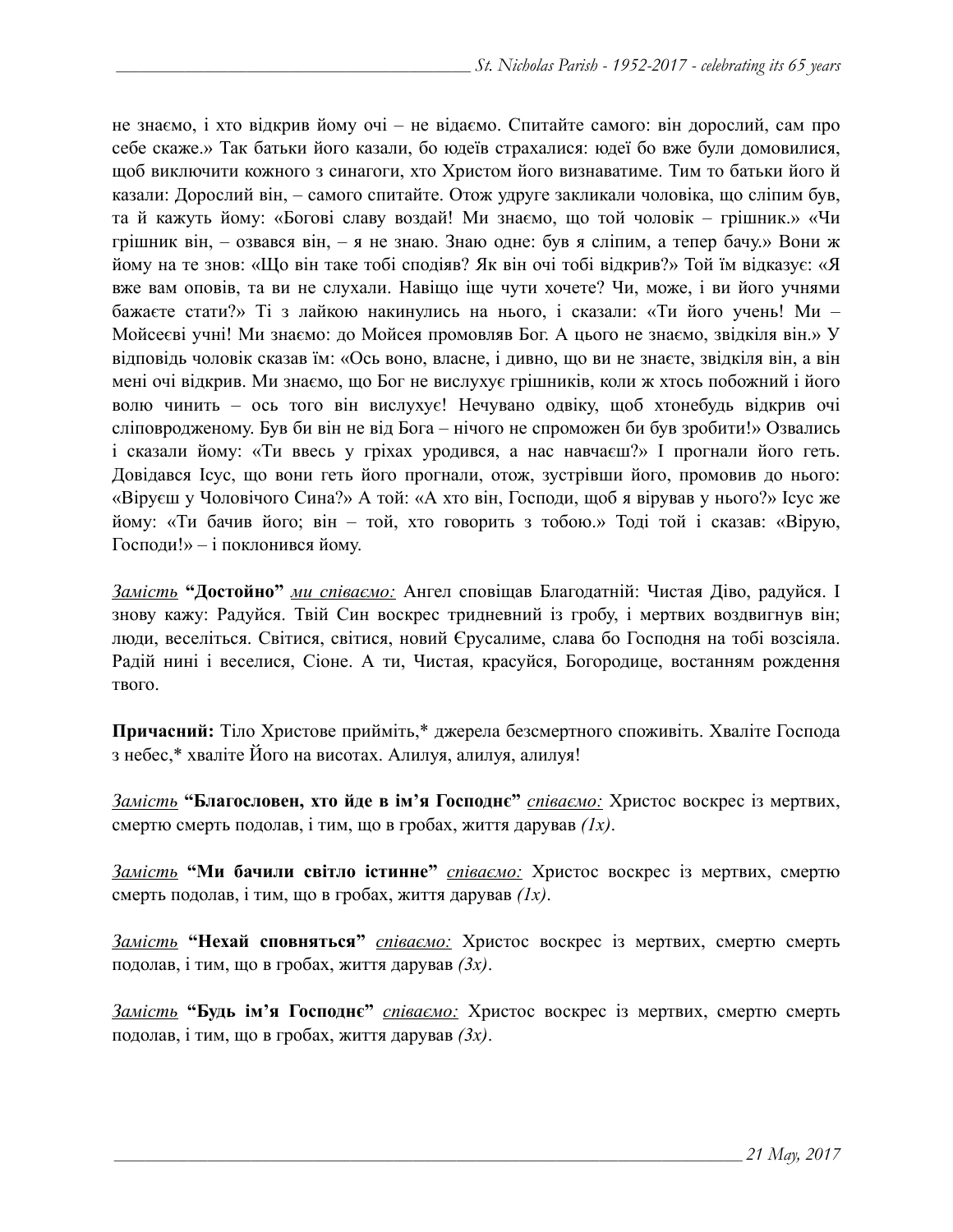не знаємо, і хто відкрив йому очі – не відаємо. Спитайте самого: він дорослий, сам про себе скаже.» Так батьки його казали, бо юдеїв страхалися: юдеї бо вже були домовилися, щоб виключити кожного з синагоги, хто Христом його визнаватиме. Тим то батьки його й казали: Дорослий він, – самого спитайте. Отож удруге закликали чоловіка, що сліпим був, та й кажуть йому: «Богові славу воздай! Ми знаємо, що той чоловік – грішник.» «Чи грішник він, – озвався він, – я не знаю. Знаю одне: був я сліпим, а тепер бачу.» Вони ж йому на те знов: «Що він таке тобі сподіяв? Як він очі тобі відкрив?» Той їм відказує: «Я вже вам оповів, та ви не слухали. Навіщо іще чути хочете? Чи, може, і ви його учнями бажаєте стати?» Ті з лайкою накинулись на нього, і сказали: «Ти його учень! Ми – Мойсеєві учні! Ми знаємо: до Мойсея промовляв Бог. А цього не знаємо, звідкіля він.» У відповідь чоловік сказав їм: «Ось воно, власне, і дивно, що ви не знаєте, звідкіля він, а він мені очі відкрив. Ми знаємо, що Бог не вислухує грішників, коли ж хтось побожний і його волю чинить – ось того він вислухує! Нечувано одвіку, щоб хтонебудь відкрив очі сліповродженому. Був би він не від Бога – нічого не спроможен би був зробити!» Озвались і сказали йому: «Ти ввесь у гріхах уродився, а нас навчаєш?» І прогнали його геть. Довідався Ісус, що вони геть його прогнали, отож, зустрівши його, промовив до нього: «Віруєш у Чоловічого Сина?» А той: «А хто він, Господи, щоб я вірував у нього?» Ісус же йому: «Ти бачив його; він – той, хто говорить з тобою.» Тоді той і сказав: «Вірую, Господи!» – і поклонився йому.

*Замість* **"Достойно"** *ми співаємо:* Ангел сповіщав Благодатній: Чистая Діво, радуйся. І знову кажу: Радуйся. Твій Син воскрес тридневний із гробу, і мертвих воздвигнув він; люди, веселіться. Світися, світися, новий Єрусалиме, слава бо Господня на тобі возсіяла. Радій нині і веселися, Сіоне. А ти, Чистая, красуйся, Богородице, востанням рождення твого.

**Причасний:** Тіло Христове прийміть,* джерела безсмертного споживіть. Хваліте Господа з небес,* хваліте Його на висотах. Алилуя, алилуя, алилуя!

*Замість* **"Благословен, хто йде в ім'я Господнє"** *співаємо:* Христос воскрес із мертвих, смертю смерть подолав, і тим, що в гробах, життя дарував *(1x)*.

*Замість* **"Ми бачили світло істинне"** *співаємо:* Христос воскрес із мертвих, смертю смерть подолав, і тим, що в гробах, життя дарував *(1x)*.

*Замість* **"Нехай сповняться"** *співаємо:* Христос воскрес із мертвих, смертю смерть подолав, і тим, що в гробах, життя дарував *(3x)*.

*Замість* **"Будь ім'я Господнє"** *співаємо:* Христос воскрес із мертвих, смертю смерть подолав, і тим, що в гробах, життя дарував *(3x)*.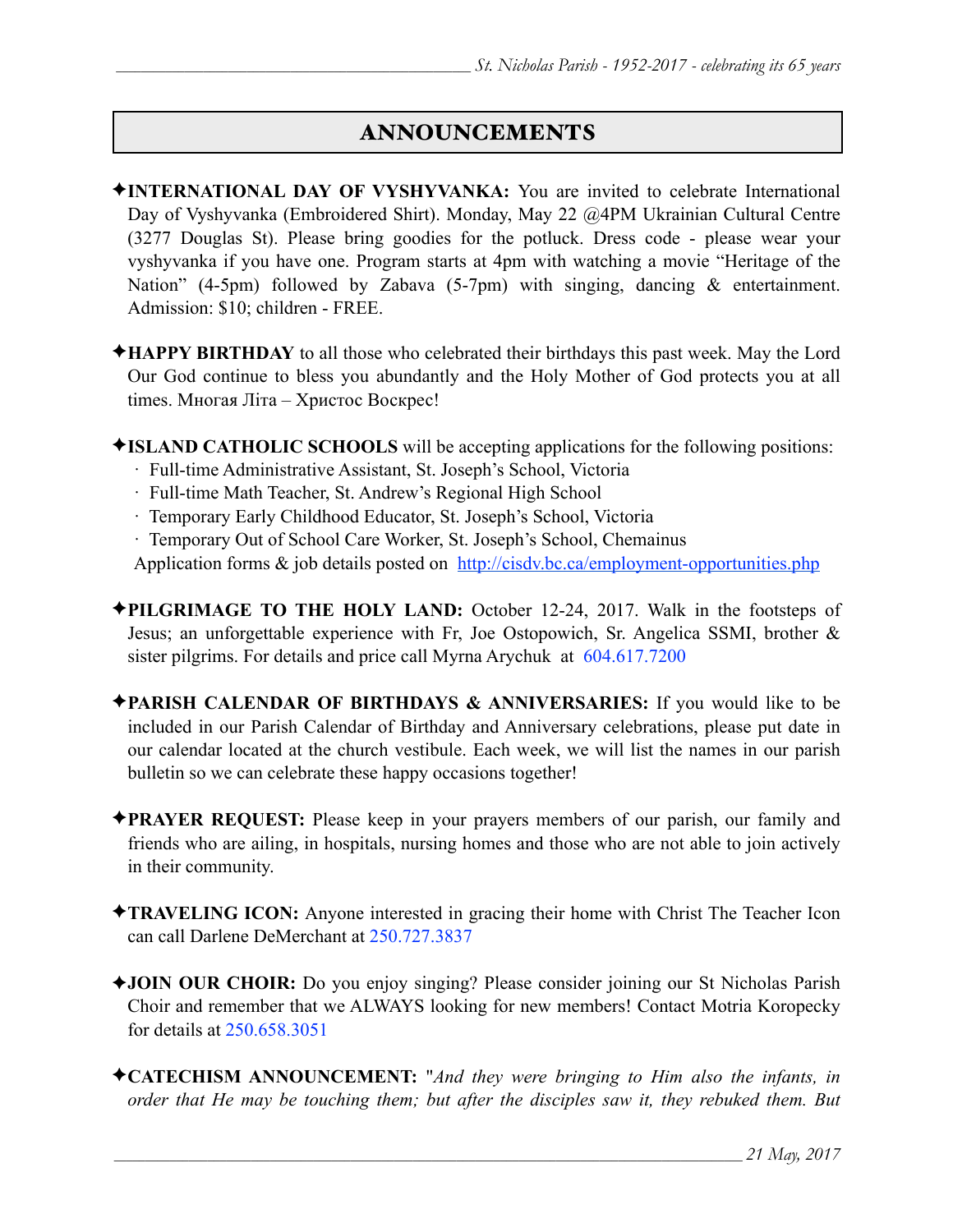# ANNOUNCEMENTS

✦**INTERNATIONAL DAY OF VYSHYVANKA:** You are invited to celebrate International Day of Vyshyvanka (Embroidered Shirt). Monday, May 22 @4PM Ukrainian Cultural Centre (3277 Douglas St). Please bring goodies for the potluck. Dress code - please wear your vyshyvanka if you have one. Program starts at 4pm with watching a movie "Heritage of the Nation" (4-5pm) followed by Zabava (5-7pm) with singing, dancing & entertainment. Admission: $10; children - FREE.

✦**HAPPY BIRTHDAY** to all those who celebrated their birthdays this past week. May the Lord Our God continue to bless you abundantly and the Holy Mother of God protects you at all times. Многая Літа – Христос Воскрес!

✦**ISLAND CATHOLIC SCHOOLS** will be accepting applications for the following positions:

- Full-time Administrative Assistant, St. Joseph's School, Victoria
- Full-time Math Teacher, St. Andrew's Regional High School
- Temporary Early Childhood Educator, St. Joseph's School, Victoria
- Temporary Out of School Care Worker, St. Joseph's School, Chemainus

Application forms & job details posted on http://cisdv.bc.ca/employment-opportunities.php

✦**PILGRIMAGE TO THE HOLY LAND:** October 12-24, 2017. Walk in the footsteps of Jesus; an unforgettable experience with Fr, Joe Ostopowich, Sr. Angelica SSMI, brother & sister pilgrims. For details and price call Myrna Arychuk at 604.617.7200

✦**PARISH CALENDAR OF BIRTHDAYS & ANNIVERSARIES:** If you would like to be included in our Parish Calendar of Birthday and Anniversary celebrations, please put date in our calendar located at the church vestibule. Each week, we will list the names in our parish bulletin so we can celebrate these happy occasions together!

✦**PRAYER REQUEST:** Please keep in your prayers members of our parish, our family and friends who are ailing, in hospitals, nursing homes and those who are not able to join actively in their community.

✦**TRAVELING ICON:** Anyone interested in gracing their home with Christ The Teacher Icon can call Darlene DeMerchant at 250.727.3837

✦**JOIN OUR CHOIR:** Do you enjoy singing? Please consider joining our St Nicholas Parish Choir and remember that we ALWAYS looking for new members! Contact Motria Koropecky for details at 250.658.3051

✦**CATECHISM ANNOUNCEMENT:** "*And they were bringing to Him also the infants, in order that He may be touching them; but after the disciples saw it, they rebuked them. But*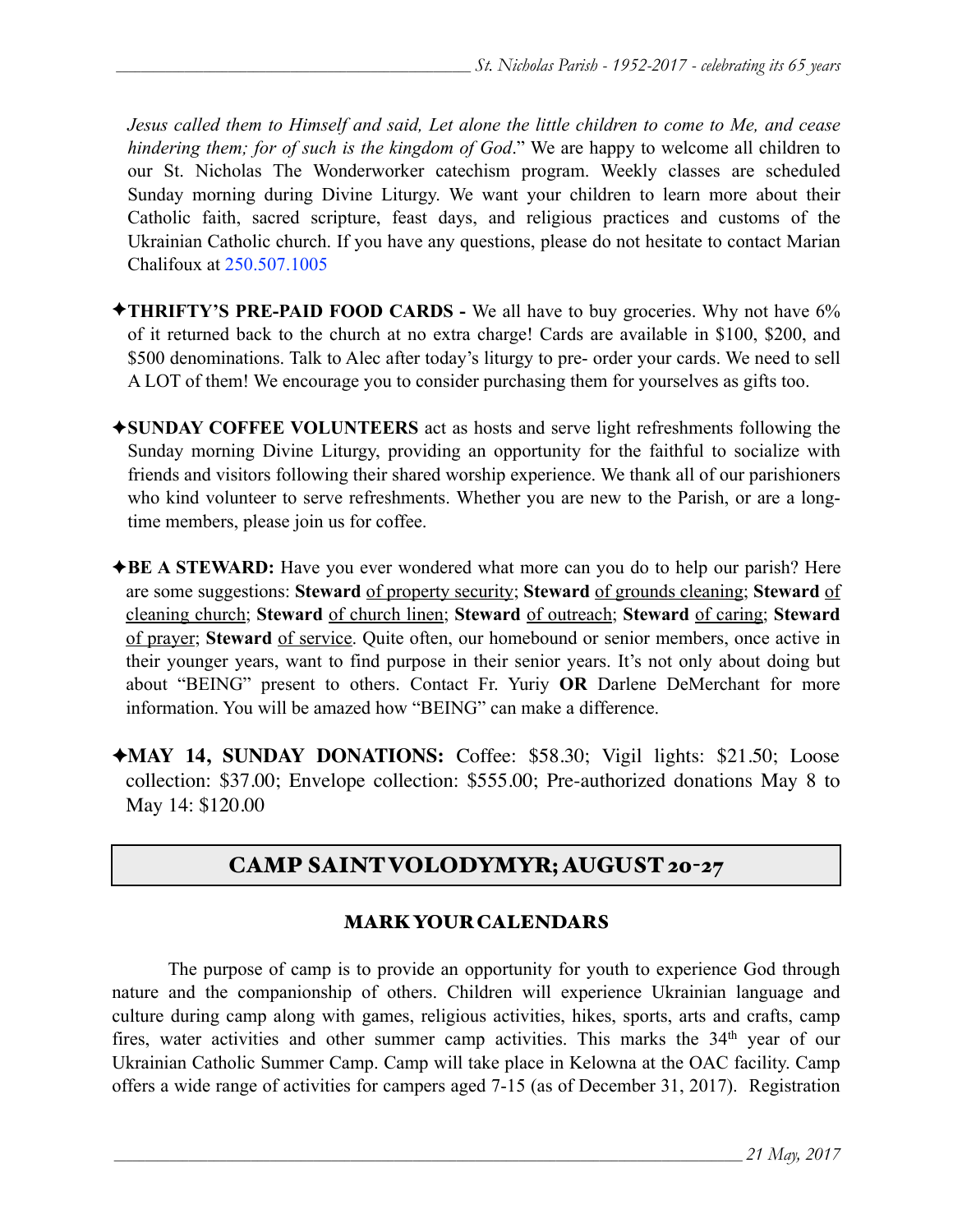*Jesus called them to Himself and said, Let alone the little children to come to Me, and cease hindering them; for of such is the kingdom of God*." We are happy to welcome all children to our St. Nicholas The Wonderworker catechism program. Weekly classes are scheduled Sunday morning during Divine Liturgy. We want your children to learn more about their Catholic faith, sacred scripture, feast days, and religious practices and customs of the Ukrainian Catholic church. If you have any questions, please do not hesitate to contact Marian Chalifoux at 250.507.1005

✦**THRIFTY'S PRE-PAID FOOD CARDS -** We all have to buy groceries. Why not have 6% of it returned back to the church at no extra charge! Cards are available in $100, $200, and $500 denominations. Talk to Alec after today's liturgy to pre- order your cards. We need to sell A LOT of them! We encourage you to consider purchasing them for yourselves as gifts too.

✦**SUNDAY COFFEE VOLUNTEERS** act as hosts and serve light refreshments following the Sunday morning Divine Liturgy, providing an opportunity for the faithful to socialize with friends and visitors following their shared worship experience. We thank all of our parishioners who kind volunteer to serve refreshments. Whether you are new to the Parish, or are a long-time members, please join us for coffee.

✦**BE A STEWARD:** Have you ever wondered what more can you do to help our parish? Here are some suggestions: **Steward** of property security; **Steward** of grounds cleaning; **Steward** of cleaning church; **Steward** of church linen; **Steward** of outreach; **Steward** of caring; **Steward** of prayer; **Steward** of service. Quite often, our homebound or senior members, once active in their younger years, want to find purpose in their senior years. It's not only about doing but about "BEING" present to others. Contact Fr. Yuriy **OR** Darlene DeMerchant for more information. You will be amazed how "BEING" can make a difference.

✦**MAY 14, SUNDAY DONATIONS:** Coffee: $58.30; Vigil lights: $21.50; Loose collection: $37.00; Envelope collection: $555.00; Pre-authorized donations May 8 to May 14: $120.00

## CAMP SAINT VOLODYMYR; AUGUST 20-27

### MARK YOUR CALENDARS

The purpose of camp is to provide an opportunity for youth to experience God through nature and the companionship of others. Children will experience Ukrainian language and culture during camp along with games, religious activities, hikes, sports, arts and crafts, camp fires, water activities and other summer camp activities. This marks the 34th year of our Ukrainian Catholic Summer Camp. Camp will take place in Kelowna at the OAC facility. Camp offers a wide range of activities for campers aged 7-15 (as of December 31, 2017). Registration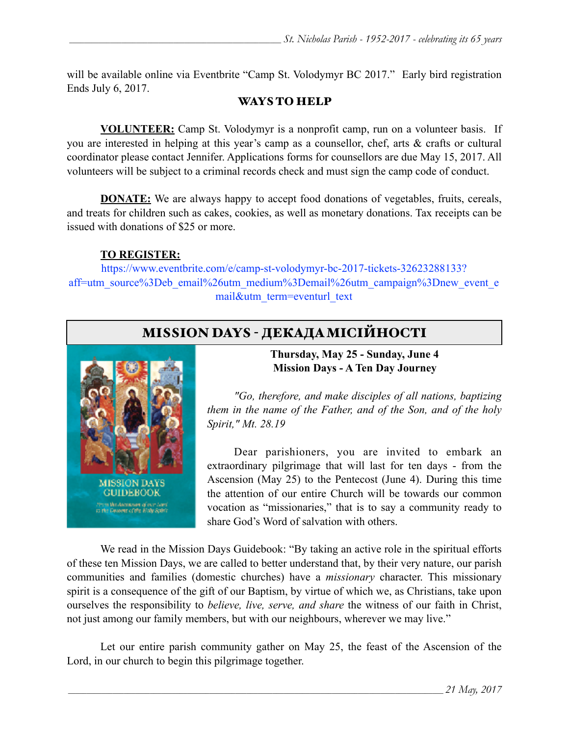will be available online via Eventbrite "Camp St. Volodymyr BC 2017." Early bird registration Ends July 6, 2017.

## WAYS TO HELP

**VOLUNTEER:** Camp St. Volodymyr is a nonprofit camp, run on a volunteer basis. If you are interested in helping at this year's camp as a counsellor, chef, arts & crafts or cultural coordinator please contact Jennifer. Applications forms for counsellors are due May 15, 2017. All volunteers will be subject to a criminal records check and must sign the camp code of conduct.

**DONATE:** We are always happy to accept food donations of vegetables, fruits, cereals, and treats for children such as cakes, cookies, as well as monetary donations. Tax receipts can be issued with donations of $25 or more.

**TO REGISTER:**

https://www.eventbrite.com/e/camp-st-volodymyr-bc-2017-tickets-32623288133?aff=utm_source%3Deb_email%26utm_medium%3Demail%26utm_campaign%3Dnew_event_email&utm_term=eventurl_text

## MISSION DAYS - ДЕКАДА МІСІЙНОСТІ

**Thursday, May 25 - Sunday, June 4**
**Mission Days - A Ten Day Journey**

*"Go, therefore, and make disciples of all nations, baptizing them in the name of the Father, and of the Son, and of the holy Spirit," Mt. 28.19*

Dear parishioners, you are invited to embark an extraordinary pilgrimage that will last for ten days - from the Ascension (May 25) to the Pentecost (June 4). During this time the attention of our entire Church will be towards our common vocation as "missionaries," that is to say a community ready to share God's Word of salvation with others.

We read in the Mission Days Guidebook: "By taking an active role in the spiritual efforts of these ten Mission Days, we are called to better understand that, by their very nature, our parish communities and families (domestic churches) have a *missionary* character. This missionary spirit is a consequence of the gift of our Baptism, by virtue of which we, as Christians, take upon ourselves the responsibility to *believe, live, serve, and share* the witness of our faith in Christ, not just among our family members, but with our neighbours, wherever we may live."

Let our entire parish community gather on May 25, the feast of the Ascension of the Lord, in our church to begin this pilgrimage together.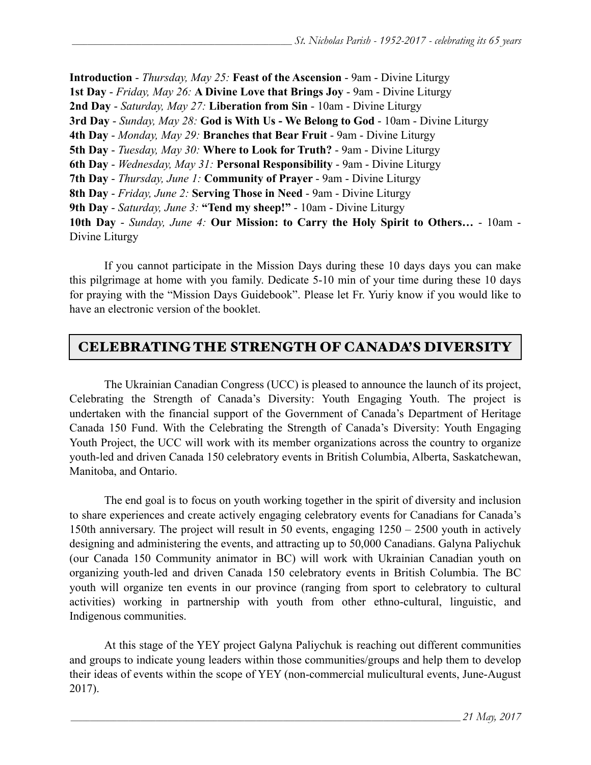**Introduction** - *Thursday, May 25:* **Feast of the Ascension** - 9am - Divine Liturgy
**1st Day** - *Friday, May 26:* **A Divine Love that Brings Joy** - 9am - Divine Liturgy
**2nd Day** - *Saturday, May 27:* **Liberation from Sin** - 10am - Divine Liturgy
**3rd Day** - *Sunday, May 28:* **God is With Us - We Belong to God** - 10am - Divine Liturgy
**4th Day** - *Monday, May 29:* **Branches that Bear Fruit** - 9am - Divine Liturgy
**5th Day** - *Tuesday, May 30:* **Where to Look for Truth?** - 9am - Divine Liturgy
**6th Day** - *Wednesday, May 31:* **Personal Responsibility** - 9am - Divine Liturgy
**7th Day** - *Thursday, June 1:* **Community of Prayer** - 9am - Divine Liturgy
**8th Day** - *Friday, June 2:* **Serving Those in Need** - 9am - Divine Liturgy
**9th Day** - *Saturday, June 3:* **"Tend my sheep!"** - 10am - Divine Liturgy
**10th Day** - *Sunday, June 4:* **Our Mission: to Carry the Holy Spirit to Others…** - 10am - Divine Liturgy

If you cannot participate in the Mission Days during these 10 days days you can make this pilgrimage at home with you family. Dedicate 5-10 min of your time during these 10 days for praying with the "Mission Days Guidebook". Please let Fr. Yuriy know if you would like to have an electronic version of the booklet.

## CELEBRATING THE STRENGTH OF CANADA'S DIVERSITY

The Ukrainian Canadian Congress (UCC) is pleased to announce the launch of its project, Celebrating the Strength of Canada's Diversity: Youth Engaging Youth. The project is undertaken with the financial support of the Government of Canada's Department of Heritage Canada 150 Fund. With the Celebrating the Strength of Canada's Diversity: Youth Engaging Youth Project, the UCC will work with its member organizations across the country to organize youth-led and driven Canada 150 celebratory events in British Columbia, Alberta, Saskatchewan, Manitoba, and Ontario.

The end goal is to focus on youth working together in the spirit of diversity and inclusion to share experiences and create actively engaging celebratory events for Canadians for Canada's 150th anniversary. The project will result in 50 events, engaging 1250 – 2500 youth in actively designing and administering the events, and attracting up to 50,000 Canadians. Galyna Paliychuk (our Canada 150 Community animator in BC) will work with Ukrainian Canadian youth on organizing youth-led and driven Canada 150 celebratory events in British Columbia. The BC youth will organize ten events in our province (ranging from sport to celebratory to cultural activities) working in partnership with youth from other ethno-cultural, linguistic, and Indigenous communities.

At this stage of the YEY project Galyna Paliychuk is reaching out different communities and groups to indicate young leaders within those communities/groups and help them to develop their ideas of events within the scope of YEY (non-commercial mulicultural events, June-August 2017).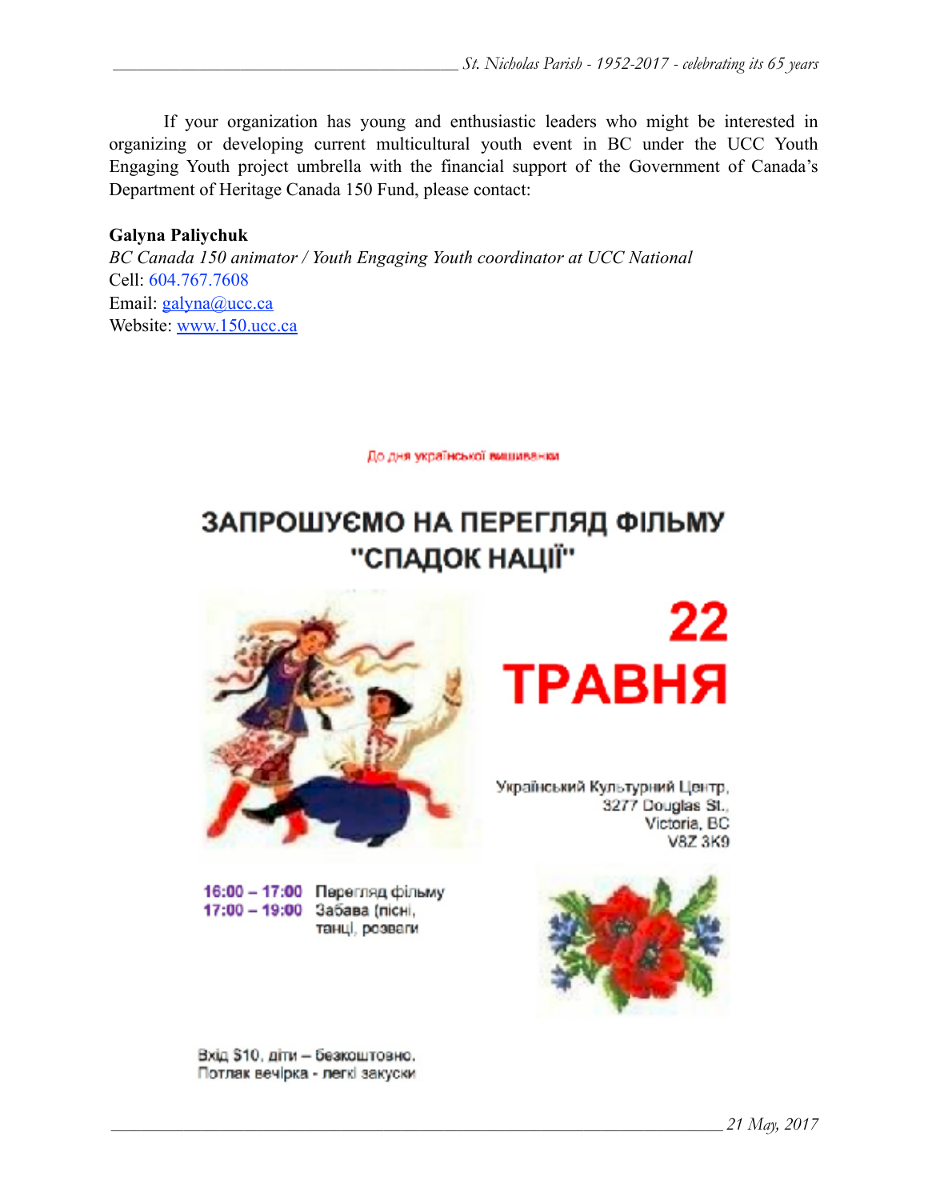If your organization has young and enthusiastic leaders who might be interested in organizing or developing current multicultural youth event in BC under the UCC Youth Engaging Youth project umbrella with the financial support of the Government of Canada's Department of Heritage Canada 150 Fund, please contact:

**Galyna Paliychuk**
*BC Canada 150 animator / Youth Engaging Youth coordinator at UCC National*
Cell: 604.767.7608
Email: galyna@ucc.ca
Website: www.150.ucc.ca

До дня української вишиванки

## ЗАПРОШУЄМО НА ПЕРЕГЛЯД ФІЛЬМУ "СПАДОК НАЦІЇ"

**22 ТРАВНЯ**

Український Культурний Центр,
3277 Douglas St.,
Victoria, BC
V8Z 3K9

16:00 – 17:00 Перегляд фільму
17:00 – 19:00 Забава (пісні, танці, розваги

Вхід $10, діти – безкоштовно.
Потлак вечірка - легкі закуски